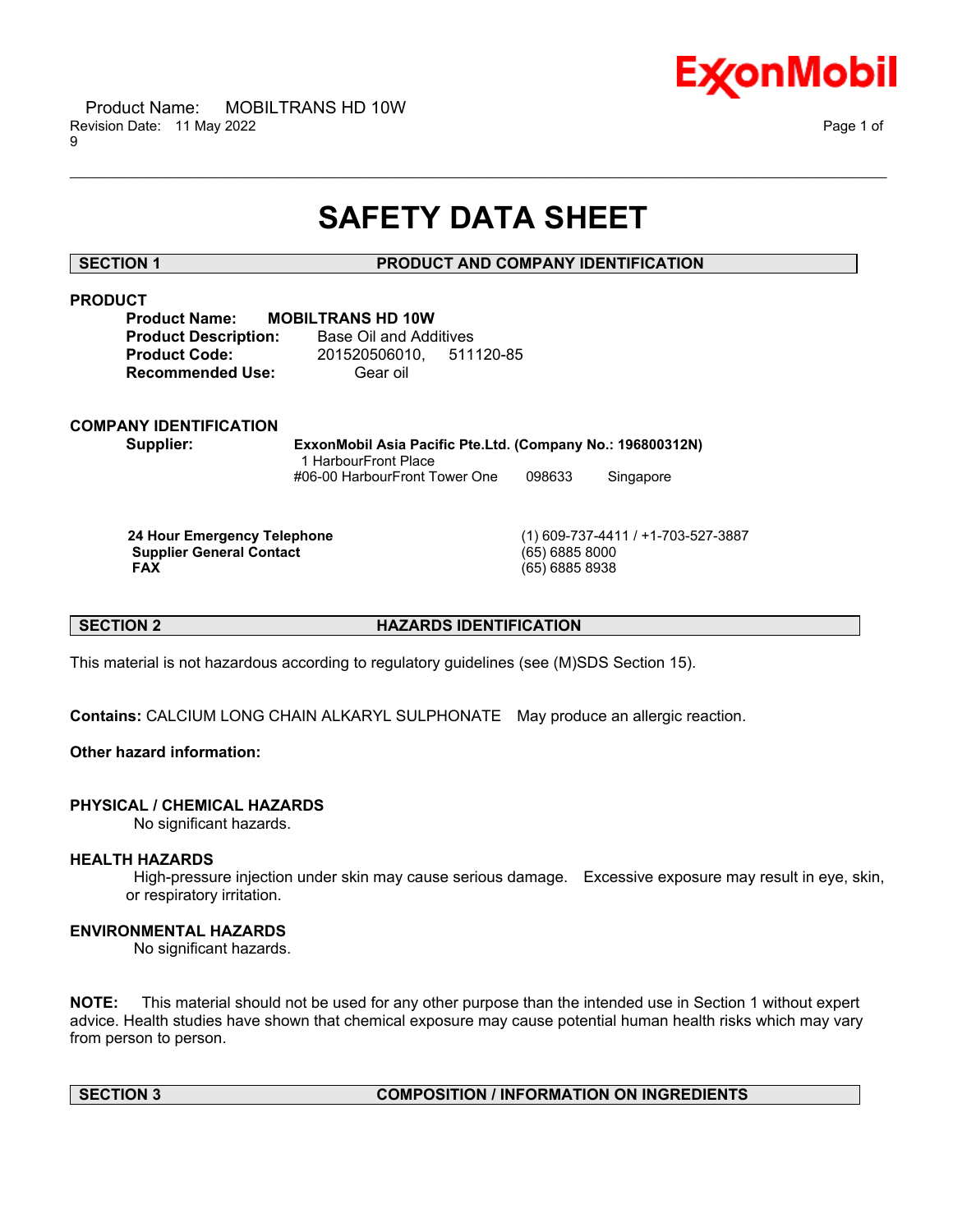# SAFETY DATA SHEET

## SECTION 1 PRODUCT AND COMPANY IDENTIFICATION

### PRODUCT

**Product Name:** **MOBILTRANS HD 10W**
**Product Description:** Base Oil and Additives
**Product Code:** 201520506010, 511120-85
**Recommended Use:** Gear oil

### COMPANY IDENTIFICATION

**Supplier:** **ExxonMobil Asia Pacific Pte.Ltd. (Company No.: 196800312N)**
1 HarbourFront Place
#06-00 HarbourFront Tower One 098633 Singapore

| | |
|---|---|
| **24 Hour Emergency Telephone** | (1) 609-737-4411 / +1-703-527-3887 |
| **Supplier General Contact** | (65) 6885 8000 |
| **FAX** | (65) 6885 8938 |

## SECTION 2 HAZARDS IDENTIFICATION

This material is not hazardous according to regulatory guidelines (see (M)SDS Section 15).

**Contains:** CALCIUM LONG CHAIN ALKARYL SULPHONATE May produce an allergic reaction.

**Other hazard information:**

### PHYSICAL / CHEMICAL HAZARDS

No significant hazards.

### HEALTH HAZARDS

High-pressure injection under skin may cause serious damage. Excessive exposure may result in eye, skin, or respiratory irritation.

### ENVIRONMENTAL HAZARDS

No significant hazards.

**NOTE:** This material should not be used for any other purpose than the intended use in Section 1 without expert advice. Health studies have shown that chemical exposure may cause potential human health risks which may vary from person to person.

## SECTION 3 COMPOSITION / INFORMATION ON INGREDIENTS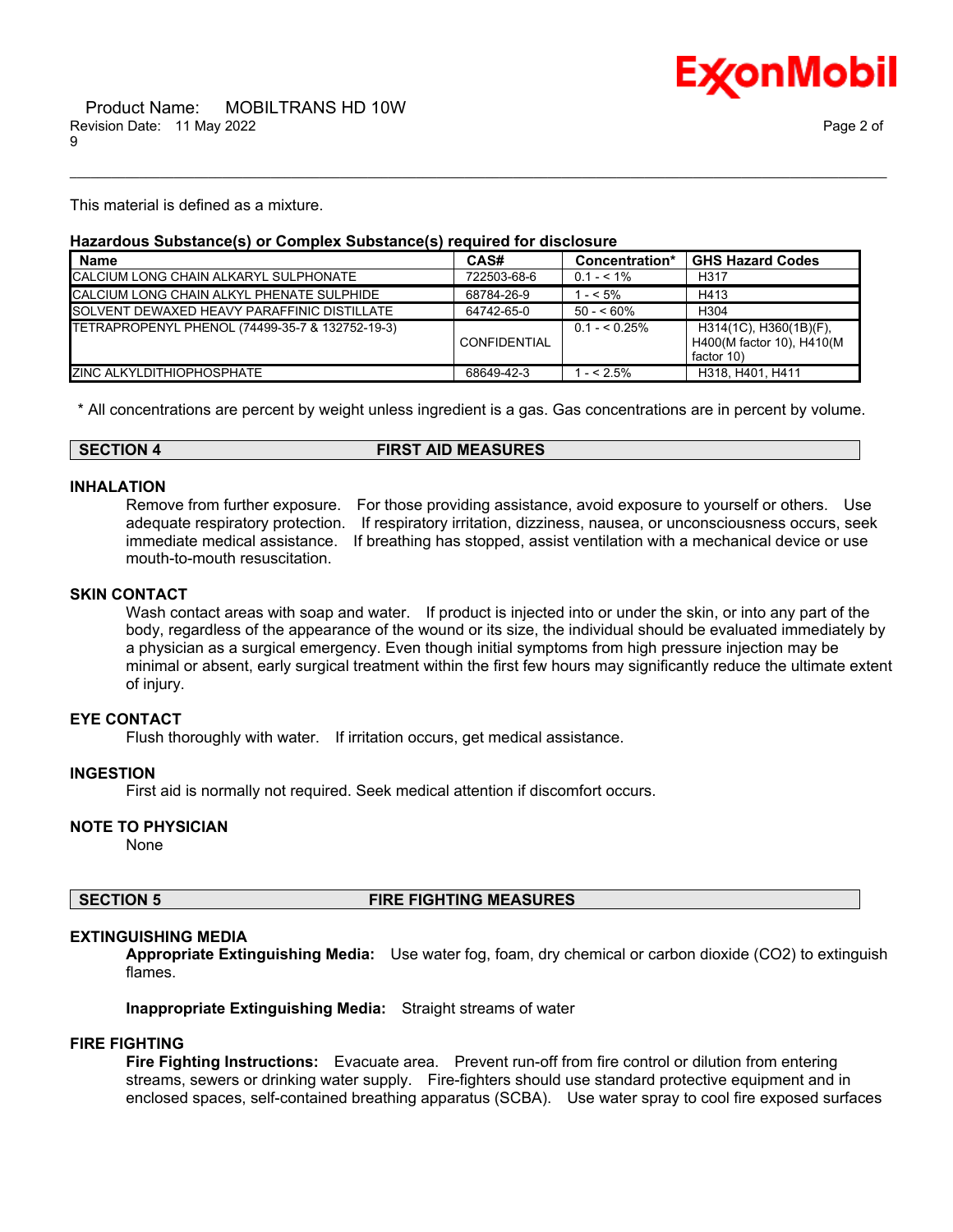This material is defined as a mixture.

**Hazardous Substance(s) or Complex Substance(s) required for disclosure**

| Name | CAS# | Concentration* | GHS Hazard Codes |
|---|---|---|---|
| CALCIUM LONG CHAIN ALKARYL SULPHONATE | 722503-68-6 | 0.1 - < 1% | H317 |
| CALCIUM LONG CHAIN ALKYL PHENATE SULPHIDE | 68784-26-9 | 1 - < 5% | H413 |
| SOLVENT DEWAXED HEAVY PARAFFINIC DISTILLATE | 64742-65-0 | 50 - < 60% | H304 |
| TETRAPROPENYL PHENOL (74499-35-7 & 132752-19-3) | CONFIDENTIAL | 0.1 - < 0.25% | H314(1C), H360(1B)(F), H400(M factor 10), H410(M factor 10) |
| ZINC ALKYLDITHIOPHOSPHATE | 68649-42-3 | 1 - < 2.5% | H318, H401, H411 |

\* All concentrations are percent by weight unless ingredient is a gas. Gas concentrations are in percent by volume.

## SECTION 4 FIRST AID MEASURES

### INHALATION

Remove from further exposure. For those providing assistance, avoid exposure to yourself or others. Use adequate respiratory protection. If respiratory irritation, dizziness, nausea, or unconsciousness occurs, seek immediate medical assistance. If breathing has stopped, assist ventilation with a mechanical device or use mouth-to-mouth resuscitation.

### SKIN CONTACT

Wash contact areas with soap and water. If product is injected into or under the skin, or into any part of the body, regardless of the appearance of the wound or its size, the individual should be evaluated immediately by a physician as a surgical emergency. Even though initial symptoms from high pressure injection may be minimal or absent, early surgical treatment within the first few hours may significantly reduce the ultimate extent of injury.

### EYE CONTACT

Flush thoroughly with water. If irritation occurs, get medical assistance.

### INGESTION

First aid is normally not required. Seek medical attention if discomfort occurs.

### NOTE TO PHYSICIAN

None

## SECTION 5 FIRE FIGHTING MEASURES

### EXTINGUISHING MEDIA

**Appropriate Extinguishing Media:** Use water fog, foam, dry chemical or carbon dioxide ($CO_2$) to extinguish flames.

**Inappropriate Extinguishing Media:** Straight streams of water

### FIRE FIGHTING

**Fire Fighting Instructions:** Evacuate area. Prevent run-off from fire control or dilution from entering streams, sewers or drinking water supply. Fire-fighters should use standard protective equipment and in enclosed spaces, self-contained breathing apparatus (SCBA). Use water spray to cool fire exposed surfaces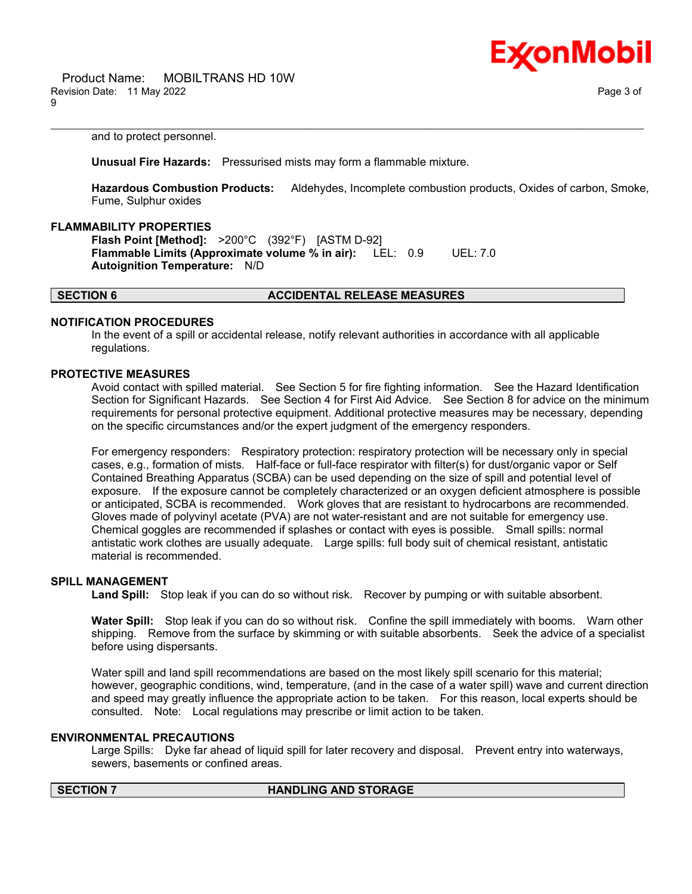and to protect personnel.

**Unusual Fire Hazards:** Pressurised mists may form a flammable mixture.

**Hazardous Combustion Products:** Aldehydes, Incomplete combustion products, Oxides of carbon, Smoke, Fume, Sulphur oxides

### FLAMMABILITY PROPERTIES

**Flash Point [Method]:** >200°C (392°F) [ASTM D-92]
**Flammable Limits (Approximate volume % in air):** LEL: 0.9 UEL: 7.0
**Autoignition Temperature:** N/D

## SECTION 6 ACCIDENTAL RELEASE MEASURES

### NOTIFICATION PROCEDURES

In the event of a spill or accidental release, notify relevant authorities in accordance with all applicable regulations.

### PROTECTIVE MEASURES

Avoid contact with spilled material. See Section 5 for fire fighting information. See the Hazard Identification Section for Significant Hazards. See Section 4 for First Aid Advice. See Section 8 for advice on the minimum requirements for personal protective equipment. Additional protective measures may be necessary, depending on the specific circumstances and/or the expert judgment of the emergency responders.

For emergency responders: Respiratory protection: respiratory protection will be necessary only in special cases, e.g., formation of mists. Half-face or full-face respirator with filter(s) for dust/organic vapor or Self Contained Breathing Apparatus (SCBA) can be used depending on the size of spill and potential level of exposure. If the exposure cannot be completely characterized or an oxygen deficient atmosphere is possible or anticipated, SCBA is recommended. Work gloves that are resistant to hydrocarbons are recommended. Gloves made of polyvinyl acetate (PVA) are not water-resistant and are not suitable for emergency use. Chemical goggles are recommended if splashes or contact with eyes is possible. Small spills: normal antistatic work clothes are usually adequate. Large spills: full body suit of chemical resistant, antistatic material is recommended.

### SPILL MANAGEMENT

**Land Spill:** Stop leak if you can do so without risk. Recover by pumping or with suitable absorbent.

**Water Spill:** Stop leak if you can do so without risk. Confine the spill immediately with booms. Warn other shipping. Remove from the surface by skimming or with suitable absorbents. Seek the advice of a specialist before using dispersants.

Water spill and land spill recommendations are based on the most likely spill scenario for this material; however, geographic conditions, wind, temperature, (and in the case of a water spill) wave and current direction and speed may greatly influence the appropriate action to be taken. For this reason, local experts should be consulted. Note: Local regulations may prescribe or limit action to be taken.

### ENVIRONMENTAL PRECAUTIONS

Large Spills: Dyke far ahead of liquid spill for later recovery and disposal. Prevent entry into waterways, sewers, basements or confined areas.

## SECTION 7 HANDLING AND STORAGE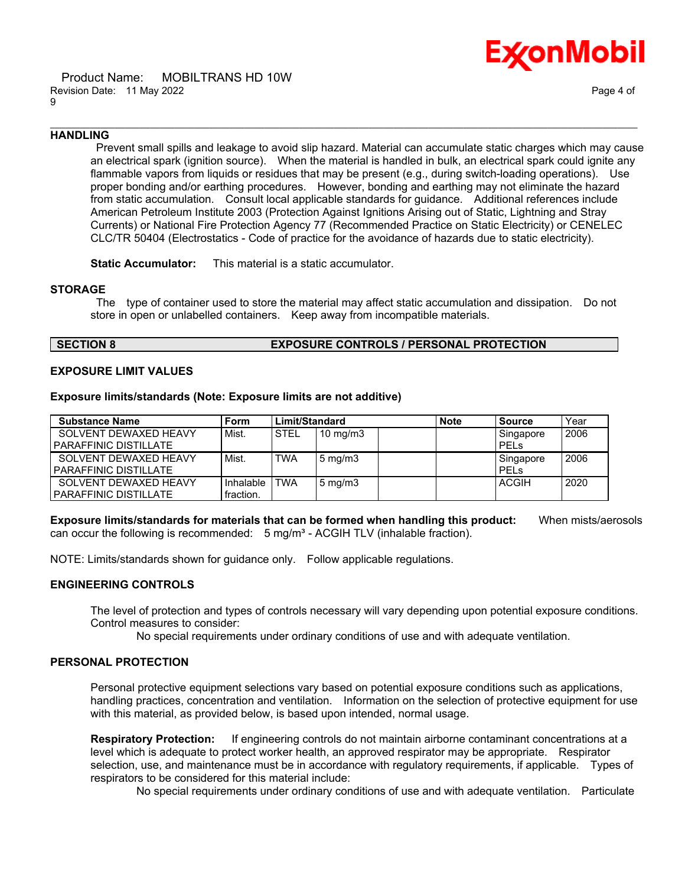### HANDLING

Prevent small spills and leakage to avoid slip hazard. Material can accumulate static charges which may cause an electrical spark (ignition source). When the material is handled in bulk, an electrical spark could ignite any flammable vapors from liquids or residues that may be present (e.g., during switch-loading operations). Use proper bonding and/or earthing procedures. However, bonding and earthing may not eliminate the hazard from static accumulation. Consult local applicable standards for guidance. Additional references include American Petroleum Institute 2003 (Protection Against Ignitions Arising out of Static, Lightning and Stray Currents) or National Fire Protection Agency 77 (Recommended Practice on Static Electricity) or CENELEC CLC/TR 50404 (Electrostatics - Code of practice for the avoidance of hazards due to static electricity).

**Static Accumulator:** This material is a static accumulator.

### STORAGE

The type of container used to store the material may affect static accumulation and dissipation. Do not store in open or unlabelled containers. Keep away from incompatible materials.

## SECTION 8 EXPOSURE CONTROLS / PERSONAL PROTECTION

### EXPOSURE LIMIT VALUES

**Exposure limits/standards (Note: Exposure limits are not additive)**

| Substance Name | Form | Limit/Standard | | | Note | Source | Year |
|---|---|---|---|---|---|---|---|
| SOLVENT DEWAXED HEAVY PARAFFINIC DISTILLATE | Mist. | STEL | 10 mg/m3 | | | Singapore PELs | 2006 |
| SOLVENT DEWAXED HEAVY PARAFFINIC DISTILLATE | Mist. | TWA | 5 mg/m3 | | | Singapore PELs | 2006 |
| SOLVENT DEWAXED HEAVY PARAFFINIC DISTILLATE | Inhalable fraction. | TWA | 5 mg/m3 | | | ACGIH | 2020 |

**Exposure limits/standards for materials that can be formed when handling this product:** When mists/aerosols can occur the following is recommended: 5 mg/m³ - ACGIH TLV (inhalable fraction).

NOTE: Limits/standards shown for guidance only. Follow applicable regulations.

### ENGINEERING CONTROLS

The level of protection and types of controls necessary will vary depending upon potential exposure conditions. Control measures to consider:

No special requirements under ordinary conditions of use and with adequate ventilation.

### PERSONAL PROTECTION

Personal protective equipment selections vary based on potential exposure conditions such as applications, handling practices, concentration and ventilation. Information on the selection of protective equipment for use with this material, as provided below, is based upon intended, normal usage.

**Respiratory Protection:** If engineering controls do not maintain airborne contaminant concentrations at a level which is adequate to protect worker health, an approved respirator may be appropriate. Respirator selection, use, and maintenance must be in accordance with regulatory requirements, if applicable. Types of respirators to be considered for this material include:

No special requirements under ordinary conditions of use and with adequate ventilation. Particulate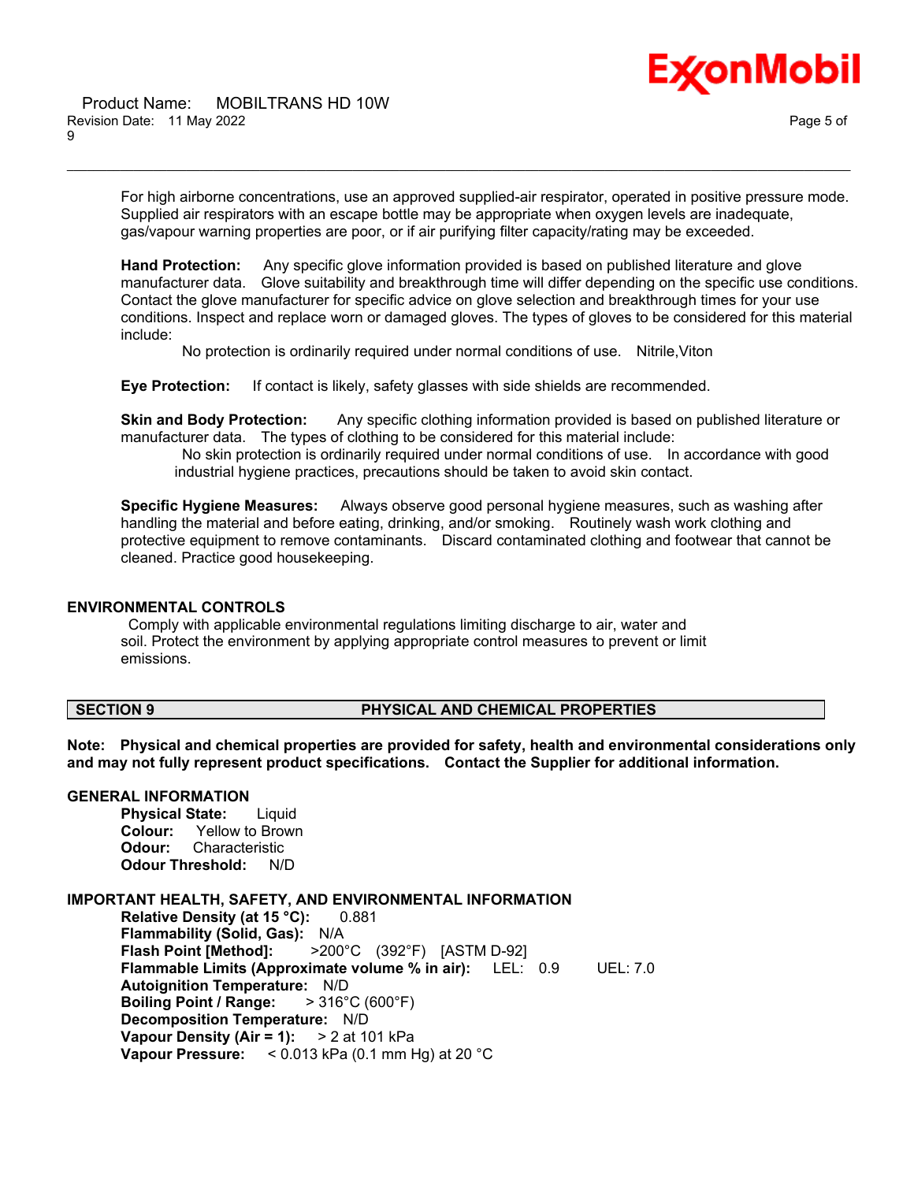For high airborne concentrations, use an approved supplied-air respirator, operated in positive pressure mode. Supplied air respirators with an escape bottle may be appropriate when oxygen levels are inadequate, gas/vapour warning properties are poor, or if air purifying filter capacity/rating may be exceeded.

**Hand Protection:** Any specific glove information provided is based on published literature and glove manufacturer data. Glove suitability and breakthrough time will differ depending on the specific use conditions. Contact the glove manufacturer for specific advice on glove selection and breakthrough times for your use conditions. Inspect and replace worn or damaged gloves. The types of gloves to be considered for this material include:

No protection is ordinarily required under normal conditions of use. Nitrile,Viton

**Eye Protection:** If contact is likely, safety glasses with side shields are recommended.

**Skin and Body Protection:** Any specific clothing information provided is based on published literature or manufacturer data. The types of clothing to be considered for this material include:

No skin protection is ordinarily required under normal conditions of use. In accordance with good industrial hygiene practices, precautions should be taken to avoid skin contact.

**Specific Hygiene Measures:** Always observe good personal hygiene measures, such as washing after handling the material and before eating, drinking, and/or smoking. Routinely wash work clothing and protective equipment to remove contaminants. Discard contaminated clothing and footwear that cannot be cleaned. Practice good housekeeping.

## ENVIRONMENTAL CONTROLS

Comply with applicable environmental regulations limiting discharge to air, water and soil. Protect the environment by applying appropriate control measures to prevent or limit emissions.

## SECTION 9 PHYSICAL AND CHEMICAL PROPERTIES

**Note: Physical and chemical properties are provided for safety, health and environmental considerations only and may not fully represent product specifications. Contact the Supplier for additional information.**

### GENERAL INFORMATION

**Physical State:** Liquid
**Colour:** Yellow to Brown
**Odour:** Characteristic
**Odour Threshold:** N/D

### IMPORTANT HEALTH, SAFETY, AND ENVIRONMENTAL INFORMATION

**Relative Density (at 15 °C):** 0.881
**Flammability (Solid, Gas):** N/A
**Flash Point [Method]:** >200°C (392°F) [ASTM D-92]
**Flammable Limits (Approximate volume % in air):** LEL: 0.9 UEL: 7.0
**Autoignition Temperature:** N/D
**Boiling Point / Range:** > 316°C (600°F)
**Decomposition Temperature:** N/D
**Vapour Density (Air = 1):** > 2 at 101 kPa
**Vapour Pressure:** < 0.013 kPa (0.1 mm Hg) at 20 °C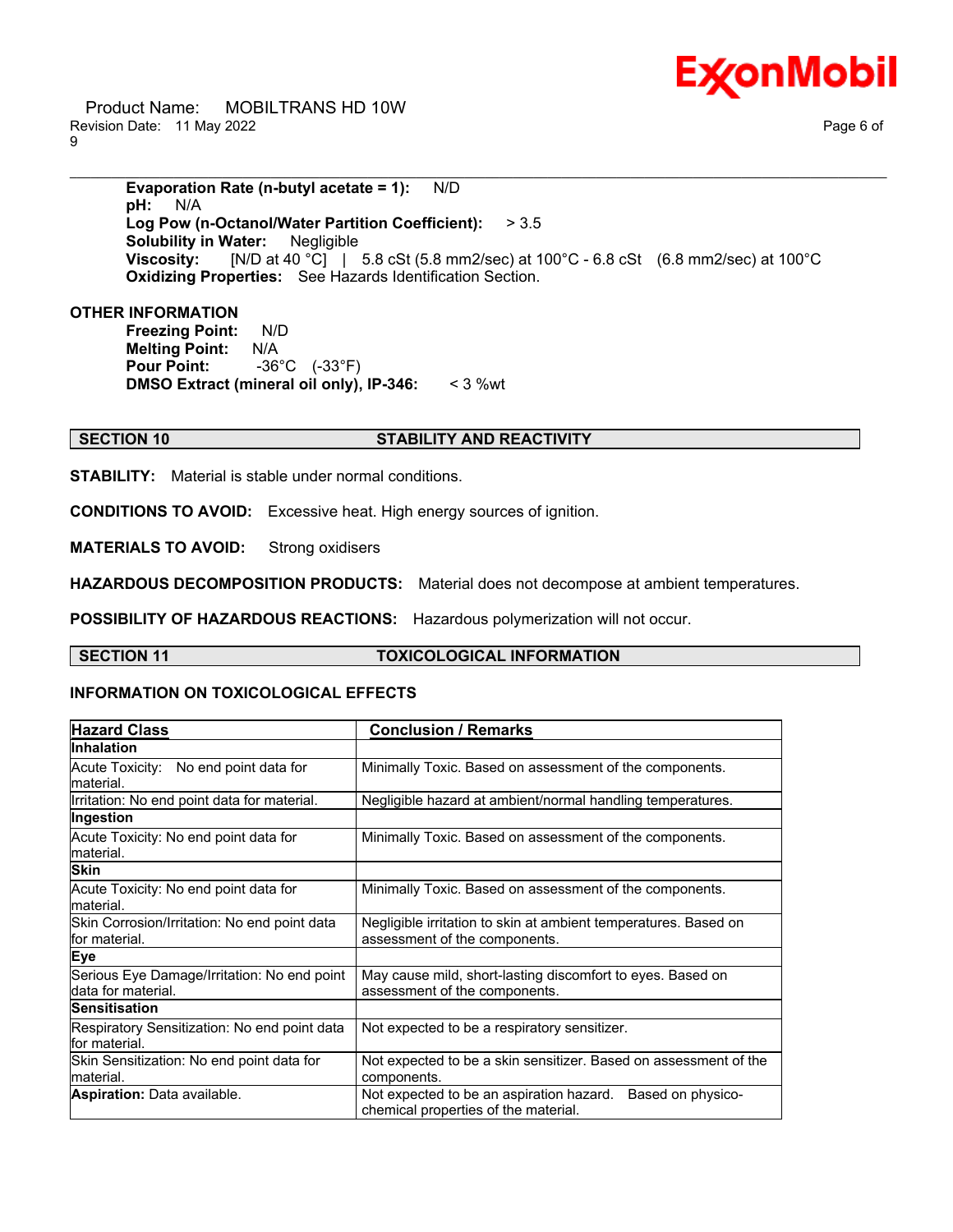**Evaporation Rate (n-butyl acetate = 1):** N/D
**pH:** N/A
**Log Pow (n-Octanol/Water Partition Coefficient):** > 3.5
**Solubility in Water:** Negligible
**Viscosity:** [N/D at 40 °C] | 5.8 cSt (5.8 mm2/sec) at 100°C - 6.8 cSt (6.8 mm2/sec) at 100°C
**Oxidizing Properties:** See Hazards Identification Section.

**OTHER INFORMATION**

**Freezing Point:** N/D
**Melting Point:** N/A
**Pour Point:** -36°C (-33°F)
**DMSO Extract (mineral oil only), IP-346:** < 3 %wt

## SECTION 10 STABILITY AND REACTIVITY

**STABILITY:** Material is stable under normal conditions.

**CONDITIONS TO AVOID:** Excessive heat. High energy sources of ignition.

**MATERIALS TO AVOID:** Strong oxidisers

**HAZARDOUS DECOMPOSITION PRODUCTS:** Material does not decompose at ambient temperatures.

**POSSIBILITY OF HAZARDOUS REACTIONS:** Hazardous polymerization will not occur.

## SECTION 11 TOXICOLOGICAL INFORMATION

### INFORMATION ON TOXICOLOGICAL EFFECTS

| Hazard Class | Conclusion / Remarks |
|---|---|
| **Inhalation** | |
| Acute Toxicity: No end point data for material. | Minimally Toxic. Based on assessment of the components. |
| Irritation: No end point data for material. | Negligible hazard at ambient/normal handling temperatures. |
| **Ingestion** | |
| Acute Toxicity: No end point data for material. | Minimally Toxic. Based on assessment of the components. |
| **Skin** | |
| Acute Toxicity: No end point data for material. | Minimally Toxic. Based on assessment of the components. |
| Skin Corrosion/Irritation: No end point data for material. | Negligible irritation to skin at ambient temperatures. Based on assessment of the components. |
| **Eye** | |
| Serious Eye Damage/Irritation: No end point data for material. | May cause mild, short-lasting discomfort to eyes. Based on assessment of the components. |
| **Sensitisation** | |
| Respiratory Sensitization: No end point data for material. | Not expected to be a respiratory sensitizer. |
| Skin Sensitization: No end point data for material. | Not expected to be a skin sensitizer. Based on assessment of the components. |
| **Aspiration:** Data available. | Not expected to be an aspiration hazard. Based on physico-chemical properties of the material. |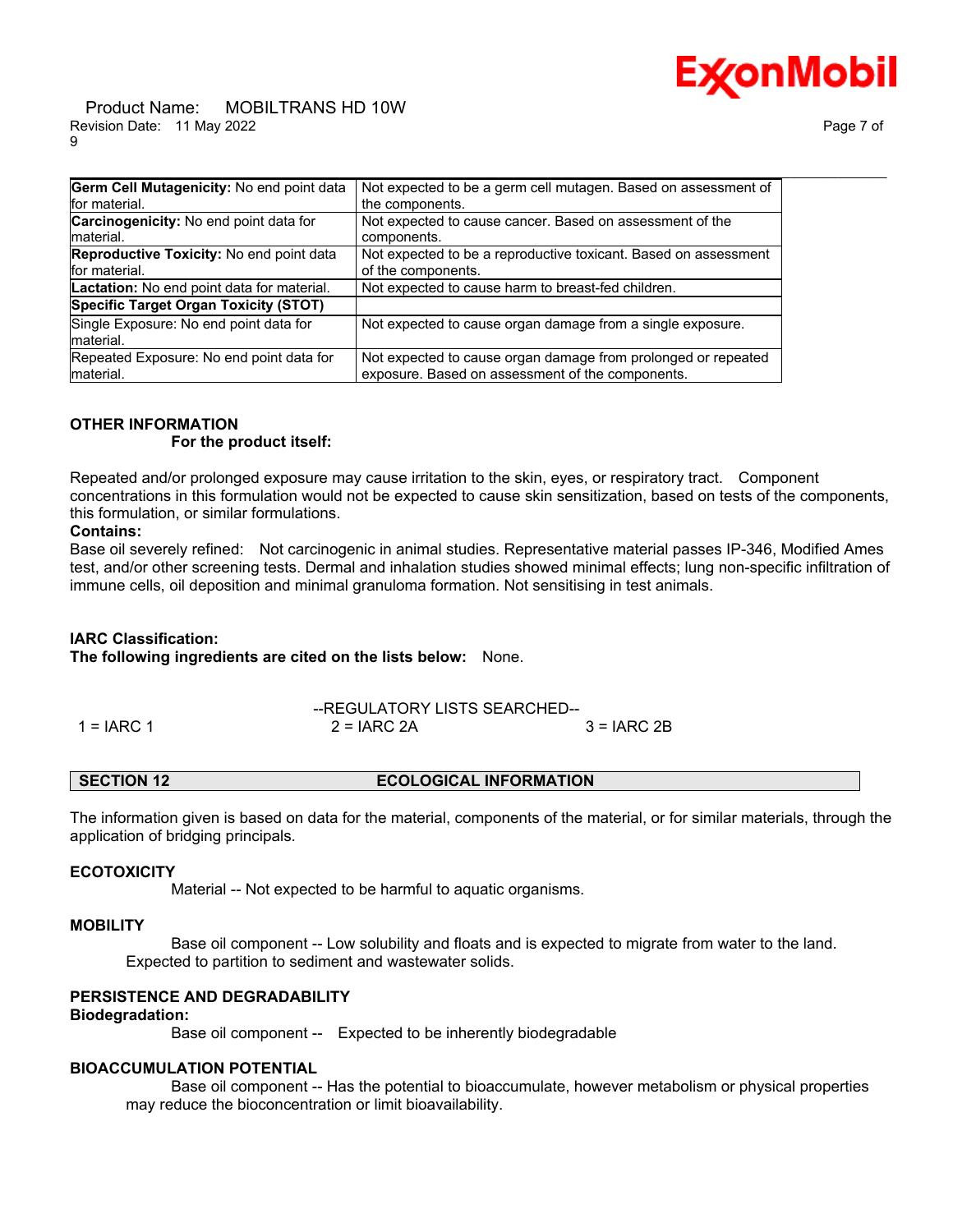| | |
|---|---|
| **Germ Cell Mutagenicity:** No end point data for material. | Not expected to be a germ cell mutagen. Based on assessment of the components. |
| **Carcinogenicity:** No end point data for material. | Not expected to cause cancer. Based on assessment of the components. |
| **Reproductive Toxicity:** No end point data for material. | Not expected to be a reproductive toxicant. Based on assessment of the components. |
| **Lactation:** No end point data for material. | Not expected to cause harm to breast-fed children. |
| **Specific Target Organ Toxicity (STOT)** | |
| Single Exposure: No end point data for material. | Not expected to cause organ damage from a single exposure. |
| Repeated Exposure: No end point data for material. | Not expected to cause organ damage from prolonged or repeated exposure. Based on assessment of the components. |

**OTHER INFORMATION**

**For the product itself:**

Repeated and/or prolonged exposure may cause irritation to the skin, eyes, or respiratory tract. Component concentrations in this formulation would not be expected to cause skin sensitization, based on tests of the components, this formulation, or similar formulations.

**Contains:**

Base oil severely refined: Not carcinogenic in animal studies. Representative material passes IP-346, Modified Ames test, and/or other screening tests. Dermal and inhalation studies showed minimal effects; lung non-specific infiltration of immune cells, oil deposition and minimal granuloma formation. Not sensitising in test animals.

**IARC Classification:**

**The following ingredients are cited on the lists below:** None.

--REGULATORY LISTS SEARCHED--

1 = IARC 1 2 = IARC 2A 3 = IARC 2B

## SECTION 12 ECOLOGICAL INFORMATION

The information given is based on data for the material, components of the material, or for similar materials, through the application of bridging principals.

**ECOTOXICITY**

Material -- Not expected to be harmful to aquatic organisms.

**MOBILITY**

Base oil component -- Low solubility and floats and is expected to migrate from water to the land. Expected to partition to sediment and wastewater solids.

**PERSISTENCE AND DEGRADABILITY**

**Biodegradation:**

Base oil component -- Expected to be inherently biodegradable

**BIOACCUMULATION POTENTIAL**

Base oil component -- Has the potential to bioaccumulate, however metabolism or physical properties may reduce the bioconcentration or limit bioavailability.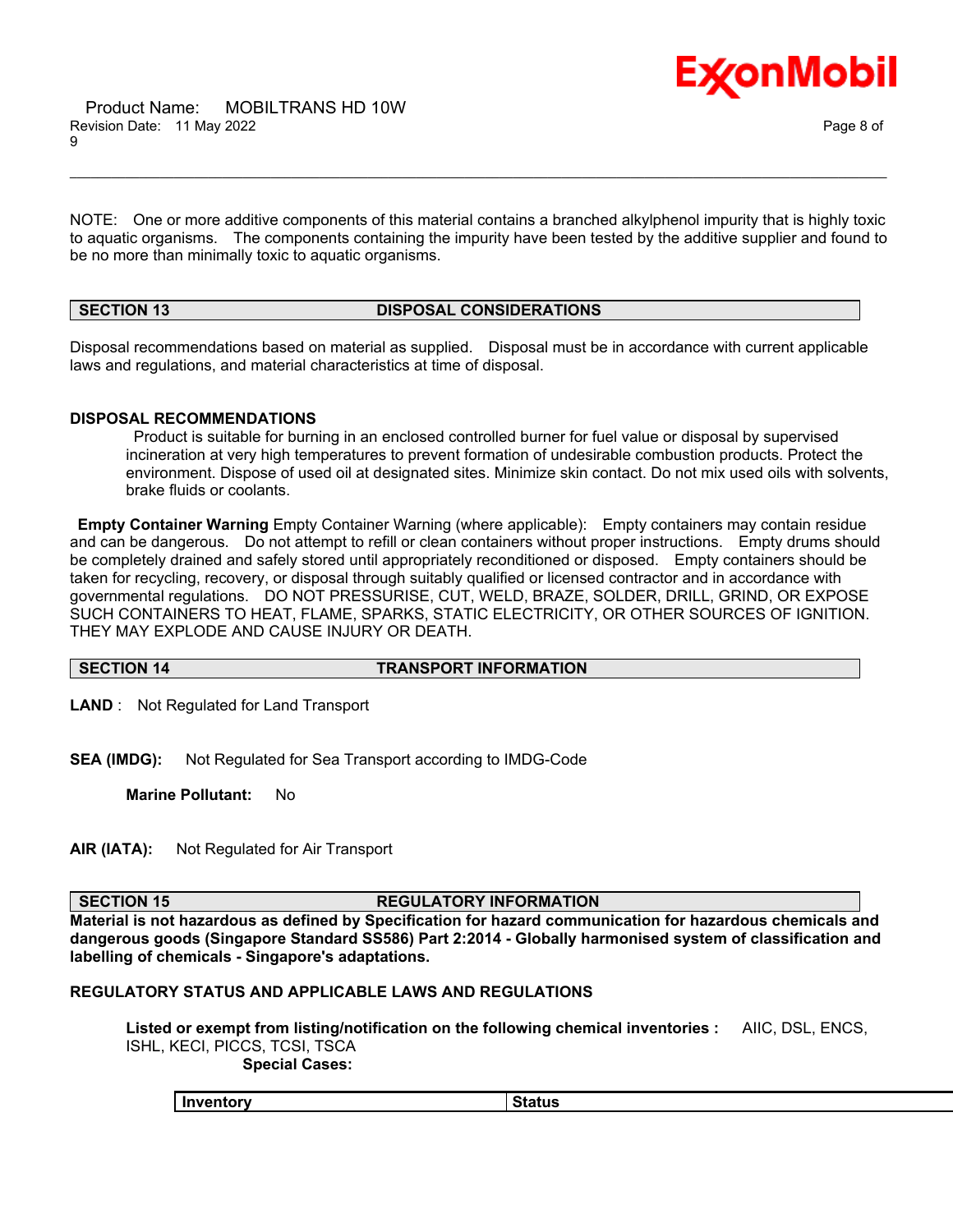NOTE: One or more additive components of this material contains a branched alkylphenol impurity that is highly toxic to aquatic organisms. The components containing the impurity have been tested by the additive supplier and found to be no more than minimally toxic to aquatic organisms.

## SECTION 13 DISPOSAL CONSIDERATIONS

Disposal recommendations based on material as supplied. Disposal must be in accordance with current applicable laws and regulations, and material characteristics at time of disposal.

### DISPOSAL RECOMMENDATIONS

Product is suitable for burning in an enclosed controlled burner for fuel value or disposal by supervised incineration at very high temperatures to prevent formation of undesirable combustion products. Protect the environment. Dispose of used oil at designated sites. Minimize skin contact. Do not mix used oils with solvents, brake fluids or coolants.

**Empty Container Warning** Empty Container Warning (where applicable): Empty containers may contain residue and can be dangerous. Do not attempt to refill or clean containers without proper instructions. Empty drums should be completely drained and safely stored until appropriately reconditioned or disposed. Empty containers should be taken for recycling, recovery, or disposal through suitably qualified or licensed contractor and in accordance with governmental regulations. DO NOT PRESSURISE, CUT, WELD, BRAZE, SOLDER, DRILL, GRIND, OR EXPOSE SUCH CONTAINERS TO HEAT, FLAME, SPARKS, STATIC ELECTRICITY, OR OTHER SOURCES OF IGNITION. THEY MAY EXPLODE AND CAUSE INJURY OR DEATH.

## SECTION 14 TRANSPORT INFORMATION

**LAND** : Not Regulated for Land Transport

**SEA (IMDG):** Not Regulated for Sea Transport according to IMDG-Code

**Marine Pollutant:** No

**AIR (IATA):** Not Regulated for Air Transport

## SECTION 15 REGULATORY INFORMATION

**Material is not hazardous as defined by Specification for hazard communication for hazardous chemicals and dangerous goods (Singapore Standard SS586) Part 2:2014 - Globally harmonised system of classification and labelling of chemicals - Singapore's adaptations.**

### REGULATORY STATUS AND APPLICABLE LAWS AND REGULATIONS

**Listed or exempt from listing/notification on the following chemical inventories :** AIIC, DSL, ENCS, ISHL, KECI, PICCS, TCSI, TSCA

**Special Cases:**

| Inventory | Status |
|---|---|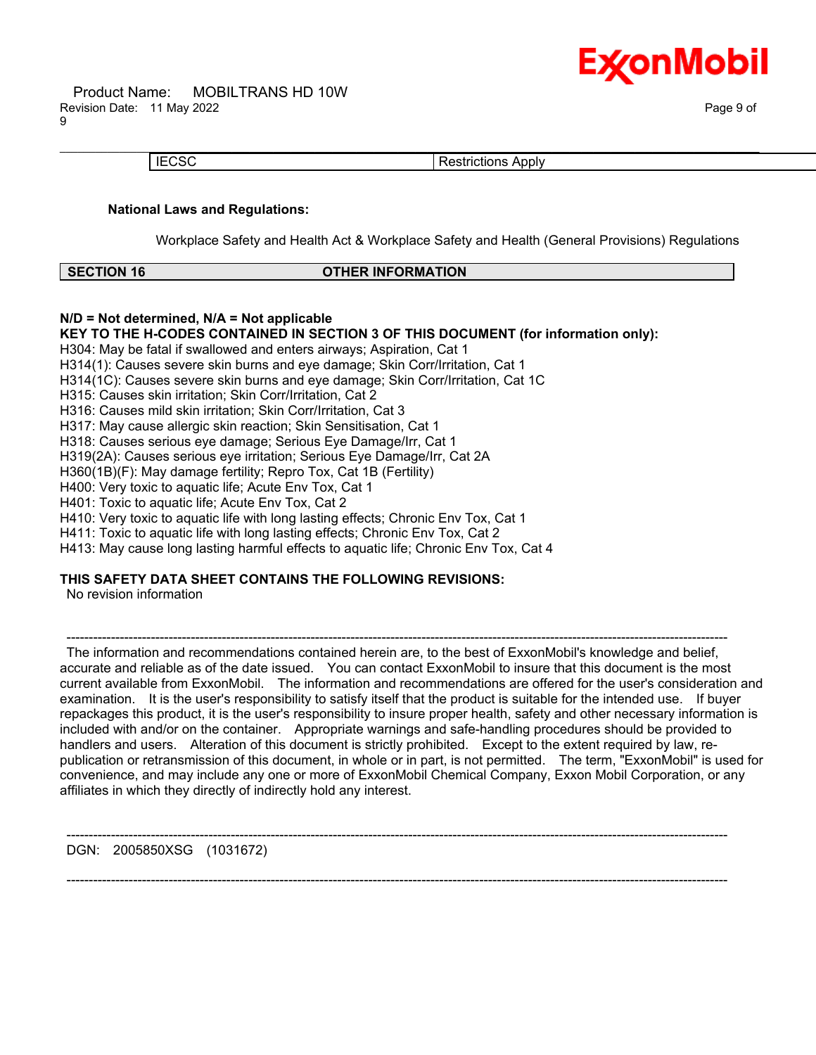| | |
|---|---|
| IECSC | Restrictions Apply |

**National Laws and Regulations:**

Workplace Safety and Health Act & Workplace Safety and Health (General Provisions) Regulations

## SECTION 16 OTHER INFORMATION

**N/D = Not determined, N/A = Not applicable**

**KEY TO THE H-CODES CONTAINED IN SECTION 3 OF THIS DOCUMENT (for information only):**

H304: May be fatal if swallowed and enters airways; Aspiration, Cat 1
H314(1): Causes severe skin burns and eye damage; Skin Corr/Irritation, Cat 1
H314(1C): Causes severe skin burns and eye damage; Skin Corr/Irritation, Cat 1C
H315: Causes skin irritation; Skin Corr/Irritation, Cat 2
H316: Causes mild skin irritation; Skin Corr/Irritation, Cat 3
H317: May cause allergic skin reaction; Skin Sensitisation, Cat 1
H318: Causes serious eye damage; Serious Eye Damage/Irr, Cat 1
H319(2A): Causes serious eye irritation; Serious Eye Damage/Irr, Cat 2A
H360(1B)(F): May damage fertility; Repro Tox, Cat 1B (Fertility)
H400: Very toxic to aquatic life; Acute Env Tox, Cat 1
H401: Toxic to aquatic life; Acute Env Tox, Cat 2
H410: Very toxic to aquatic life with long lasting effects; Chronic Env Tox, Cat 1
H411: Toxic to aquatic life with long lasting effects; Chronic Env Tox, Cat 2
H413: May cause long lasting harmful effects to aquatic life; Chronic Env Tox, Cat 4

**THIS SAFETY DATA SHEET CONTAINS THE FOLLOWING REVISIONS:**

No revision information

---

The information and recommendations contained herein are, to the best of ExxonMobil's knowledge and belief, accurate and reliable as of the date issued. You can contact ExxonMobil to insure that this document is the most current available from ExxonMobil. The information and recommendations are offered for the user's consideration and examination. It is the user's responsibility to satisfy itself that the product is suitable for the intended use. If buyer repackages this product, it is the user's responsibility to insure proper health, safety and other necessary information is included with and/or on the container. Appropriate warnings and safe-handling procedures should be provided to handlers and users. Alteration of this document is strictly prohibited. Except to the extent required by law, re-publication or retransmission of this document, in whole or in part, is not permitted. The term, "ExxonMobil" is used for convenience, and may include any one or more of ExxonMobil Chemical Company, Exxon Mobil Corporation, or any affiliates in which they directly of indirectly hold any interest.

---

DGN: 2005850XSG (1031672)

---